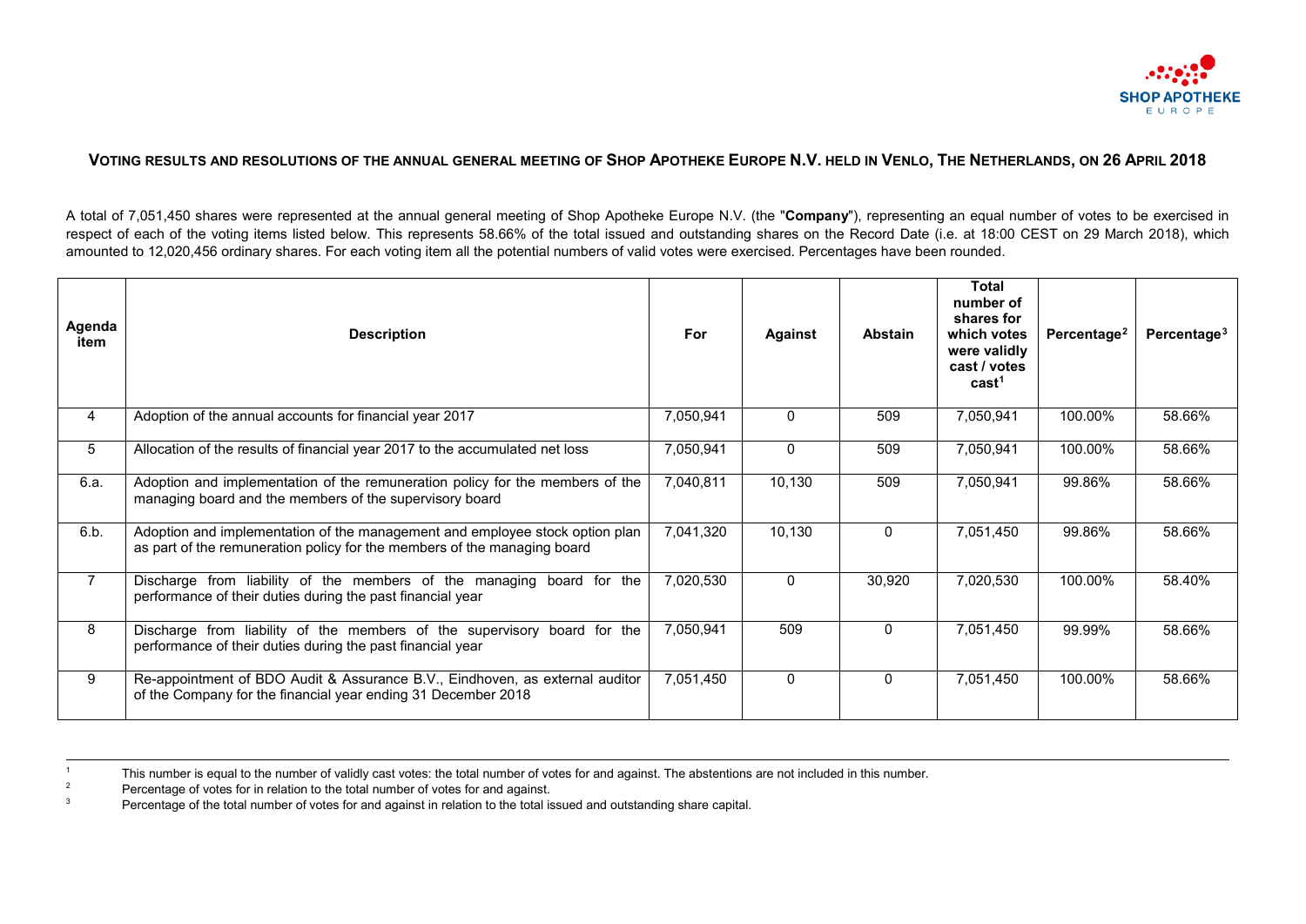# VOTING RESULTS AND RESOLUTIONS OF THE ANNUAL GENERAL MEETING OF SHOP APOTHEKE EUROPE N.V. HELD IN VENLO, THE NETHERLANDS, ON 26 APRIL 2018

A total of 7,051,450 shares were represented at the annual general meeting of Shop Apotheke Europe N.V. (the "**Company**"), representing an equal number of votes to be exercised in respect of each of the voting items listed below. This represents 58.66% of the total issued and outstanding shares on the Record Date (i.e. at 18:00 CEST on 29 March 2018), which amounted to 12,020,456 ordinary shares. For each voting item all the potential numbers of valid votes were exercised. Percentages have been rounded.

| Agenda item | Description | For | Against | Abstain | Total number of shares for which votes were validly cast / votes cast[1] | Percentage[2] | Percentage[3] |
|---|---|---|---|---|---|---|---|
| 4 | Adoption of the annual accounts for financial year 2017 | 7,050,941 | 0 | 509 | 7,050,941 | 100.00% | 58.66% |
| 5 | Allocation of the results of financial year 2017 to the accumulated net loss | 7,050,941 | 0 | 509 | 7,050,941 | 100.00% | 58.66% |
| 6.a. | Adoption and implementation of the remuneration policy for the members of the managing board and the members of the supervisory board | 7,040,811 | 10,130 | 509 | 7,050,941 | 99.86% | 58.66% |
| 6.b. | Adoption and implementation of the management and employee stock option plan as part of the remuneration policy for the members of the managing board | 7,041,320 | 10,130 | 0 | 7,051,450 | 99.86% | 58.66% |
| 7 | Discharge from liability of the members of the managing board for the performance of their duties during the past financial year | 7,020,530 | 0 | 30,920 | 7,020,530 | 100.00% | 58.40% |
| 8 | Discharge from liability of the members of the supervisory board for the performance of their duties during the past financial year | 7,050,941 | 509 | 0 | 7,051,450 | 99.99% | 58.66% |
| 9 | Re-appointment of BDO Audit & Assurance B.V., Eindhoven, as external auditor of the Company for the financial year ending 31 December 2018 | 7,051,450 | 0 | 0 | 7,051,450 | 100.00% | 58.66% |

[1] This number is equal to the number of validly cast votes: the total number of votes for and against. The abstentions are not included in this number.

[2] Percentage of votes for in relation to the total number of votes for and against.

[3] Percentage of the total number of votes for and against in relation to the total issued and outstanding share capital.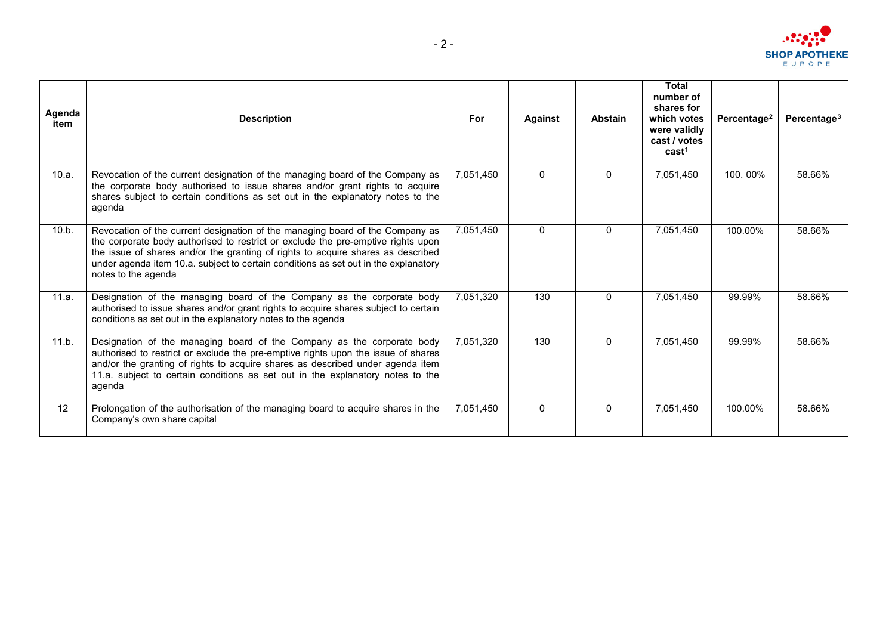| Agenda item | Description | For | Against | Abstain | Total number of shares for which votes were validly cast / votes cast[1] | Percentage[2] | Percentage[3] |
|---|---|---|---|---|---|---|---|
| 10.a. | Revocation of the current designation of the managing board of the Company as the corporate body authorised to issue shares and/or grant rights to acquire shares subject to certain conditions as set out in the explanatory notes to the agenda | 7,051,450 | 0 | 0 | 7,051,450 | 100. 00% | 58.66% |
| 10.b. | Revocation of the current designation of the managing board of the Company as the corporate body authorised to restrict or exclude the pre-emptive rights upon the issue of shares and/or the granting of rights to acquire shares as described under agenda item 10.a. subject to certain conditions as set out in the explanatory notes to the agenda | 7,051,450 | 0 | 0 | 7,051,450 | 100.00% | 58.66% |
| 11.a. | Designation of the managing board of the Company as the corporate body authorised to issue shares and/or grant rights to acquire shares subject to certain conditions as set out in the explanatory notes to the agenda | 7,051,320 | 130 | 0 | 7,051,450 | 99.99% | 58.66% |
| 11.b. | Designation of the managing board of the Company as the corporate body authorised to restrict or exclude the pre-emptive rights upon the issue of shares and/or the granting of rights to acquire shares as described under agenda item 11.a. subject to certain conditions as set out in the explanatory notes to the agenda | 7,051,320 | 130 | 0 | 7,051,450 | 99.99% | 58.66% |
| 12 | Prolongation of the authorisation of the managing board to acquire shares in the Company's own share capital | 7,051,450 | 0 | 0 | 7,051,450 | 100.00% | 58.66% |